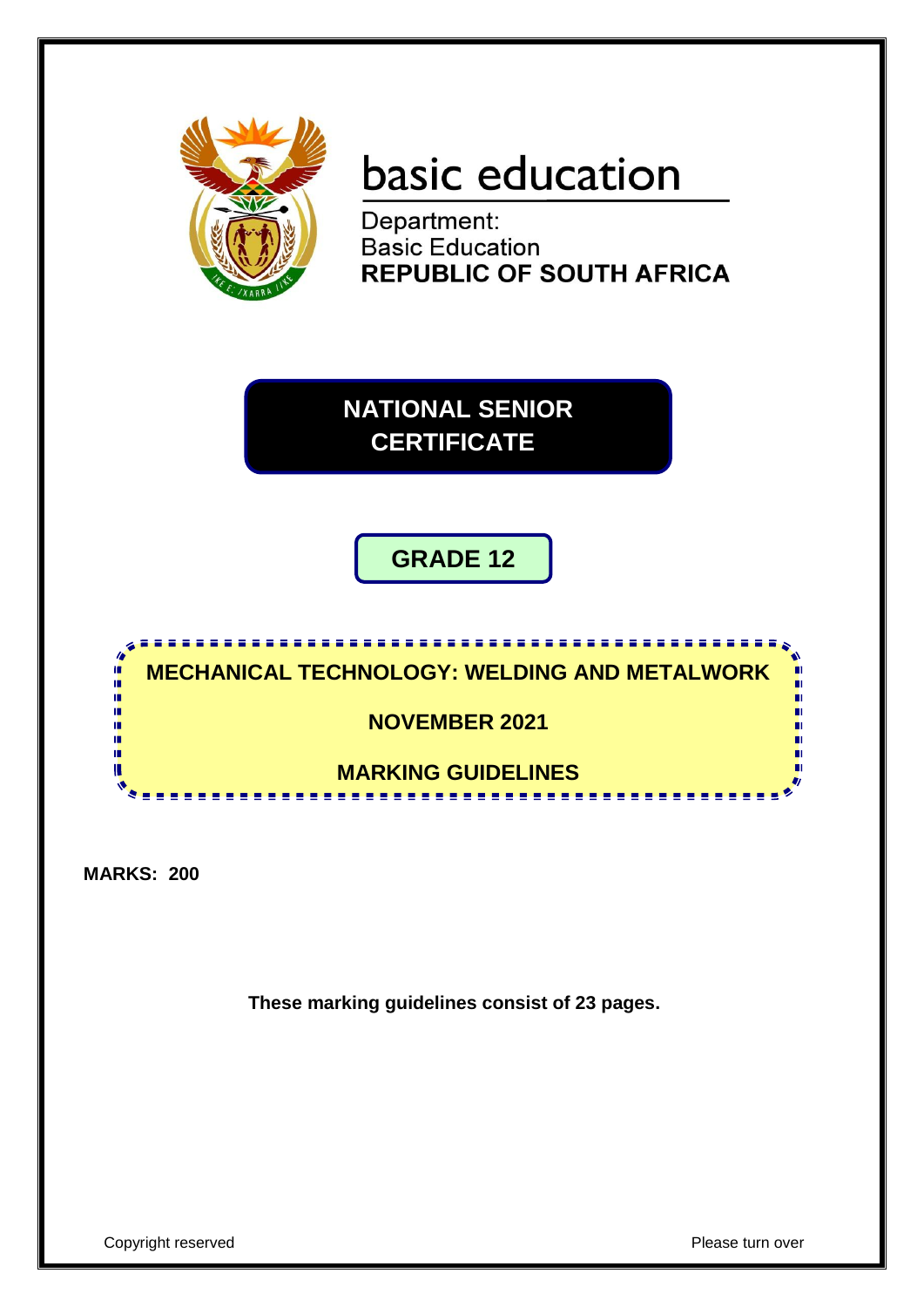basic education

Department:
Basic Education
**REPUBLIC OF SOUTH AFRICA**

# NATIONAL SENIOR CERTIFICATE

## GRADE 12

## MECHANICAL TECHNOLOGY: WELDING AND METALWORK

## NOVEMBER 2021

## MARKING GUIDELINES

**MARKS: 200**

**These marking guidelines consist of 23 pages.**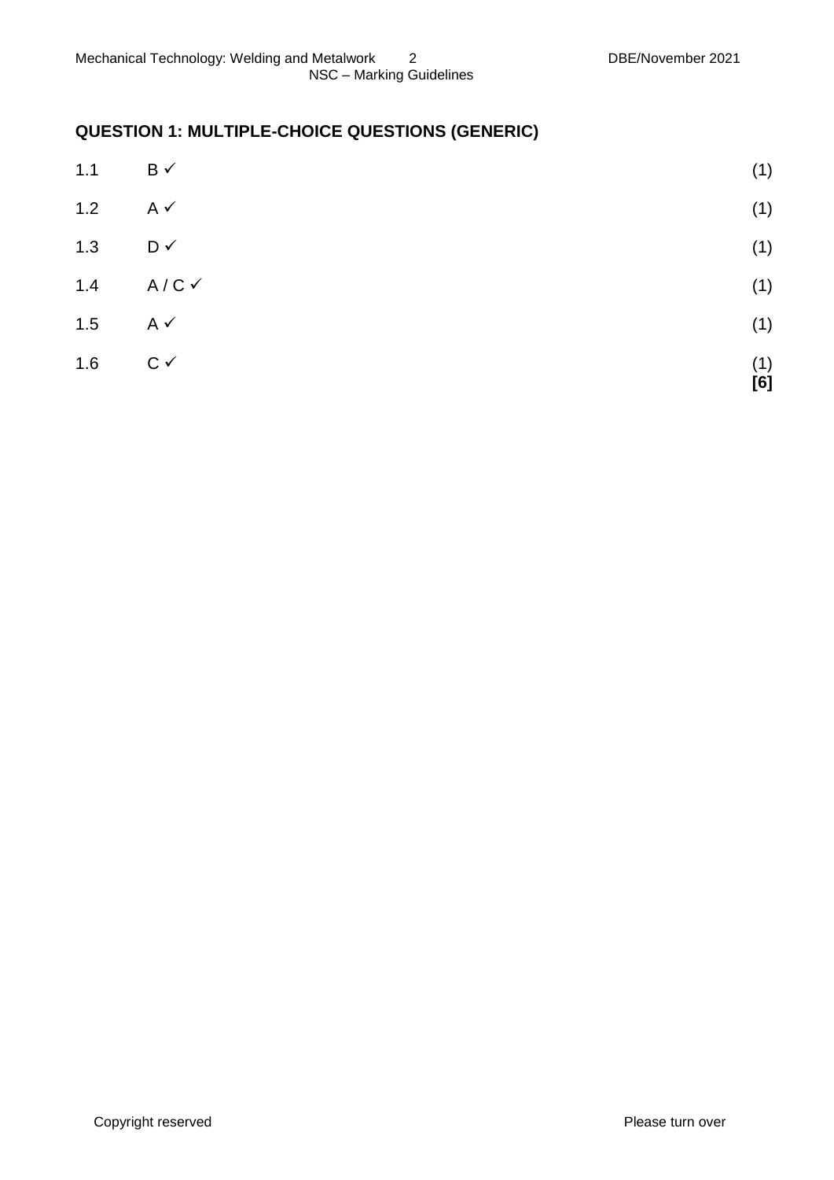## QUESTION 1: MULTIPLE-CHOICE QUESTIONS (GENERIC)

| | | |
|---|---|---|
| 1.1 | B ✓ | (1) |
| 1.2 | A ✓ | (1) |
| 1.3 | D ✓ | (1) |
| 1.4 | A / C ✓ | (1) |
| 1.5 | A ✓ | (1) |
| 1.6 | C ✓ | (1) |
| | | **[6]** |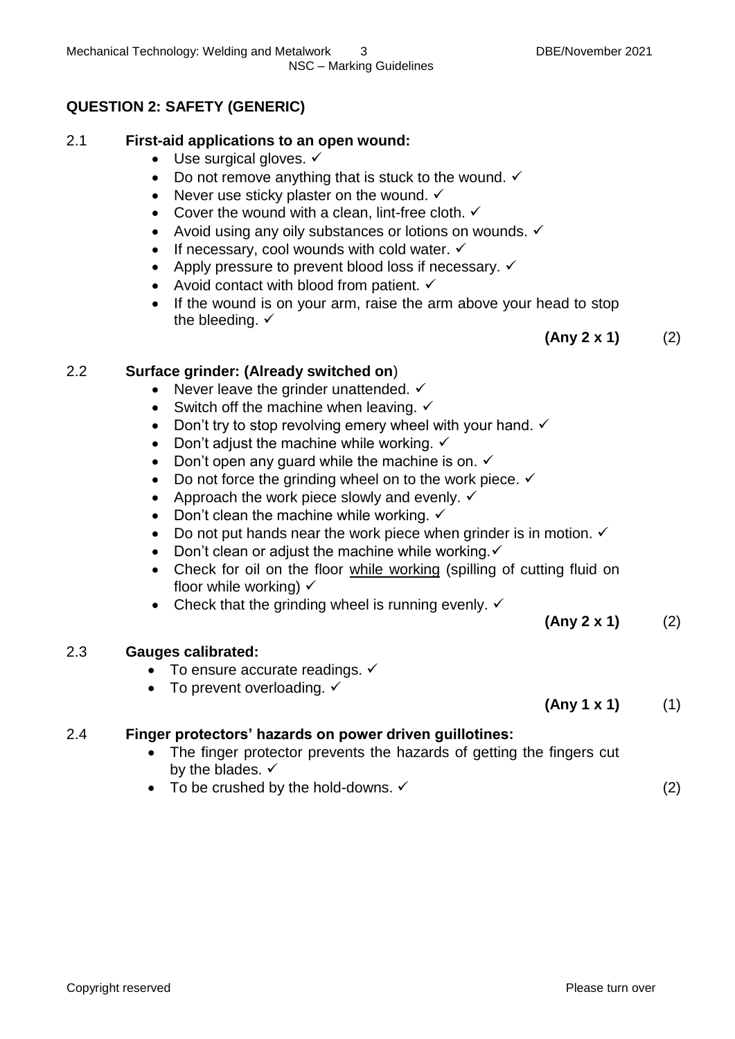## QUESTION 2: SAFETY (GENERIC)

2.1 **First-aid applications to an open wound:**

- Use surgical gloves. ✓
- Do not remove anything that is stuck to the wound. ✓
- Never use sticky plaster on the wound. ✓
- Cover the wound with a clean, lint-free cloth. ✓
- Avoid using any oily substances or lotions on wounds. ✓
- If necessary, cool wounds with cold water. ✓
- Apply pressure to prevent blood loss if necessary. ✓
- Avoid contact with blood from patient. ✓
- If the wound is on your arm, raise the arm above your head to stop the bleeding. ✓

**(Any 2 x 1)** (2)

2.2 **Surface grinder: (Already switched on**)

- Never leave the grinder unattended. ✓
- Switch off the machine when leaving. ✓
- Don't try to stop revolving emery wheel with your hand. ✓
- Don't adjust the machine while working. ✓
- Don't open any guard while the machine is on. ✓
- Do not force the grinding wheel on to the work piece. ✓
- Approach the work piece slowly and evenly. ✓
- Don't clean the machine while working. ✓
- Do not put hands near the work piece when grinder is in motion. ✓
- Don't clean or adjust the machine while working. ✓
- Check for oil on the floor while working (spilling of cutting fluid on floor while working) ✓
- Check that the grinding wheel is running evenly. ✓

**(Any 2 x 1)** (2)

2.3 **Gauges calibrated:**

- To ensure accurate readings. ✓
- To prevent overloading. ✓

**(Any 1 x 1)** (1)

2.4 **Finger protectors' hazards on power driven guillotines:**

- The finger protector prevents the hazards of getting the fingers cut by the blades. ✓
- To be crushed by the hold-downs. ✓

(2)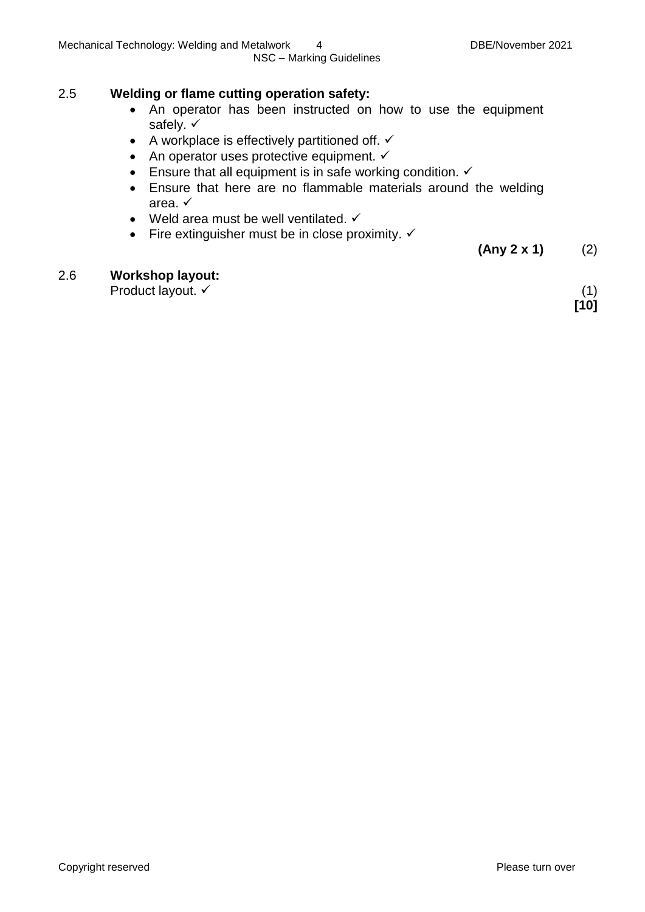**2.5 Welding or flame cutting operation safety:**

- An operator has been instructed on how to use the equipment safely. ✓
- A workplace is effectively partitioned off. ✓
- An operator uses protective equipment. ✓
- Ensure that all equipment is in safe working condition. ✓
- Ensure that here are no flammable materials around the welding area. ✓
- Weld area must be well ventilated. ✓
- Fire extinguisher must be in close proximity. ✓

**(Any 2 x 1)** (2)

**2.6 Workshop layout:**

Product layout. ✓ (1)

**[10]**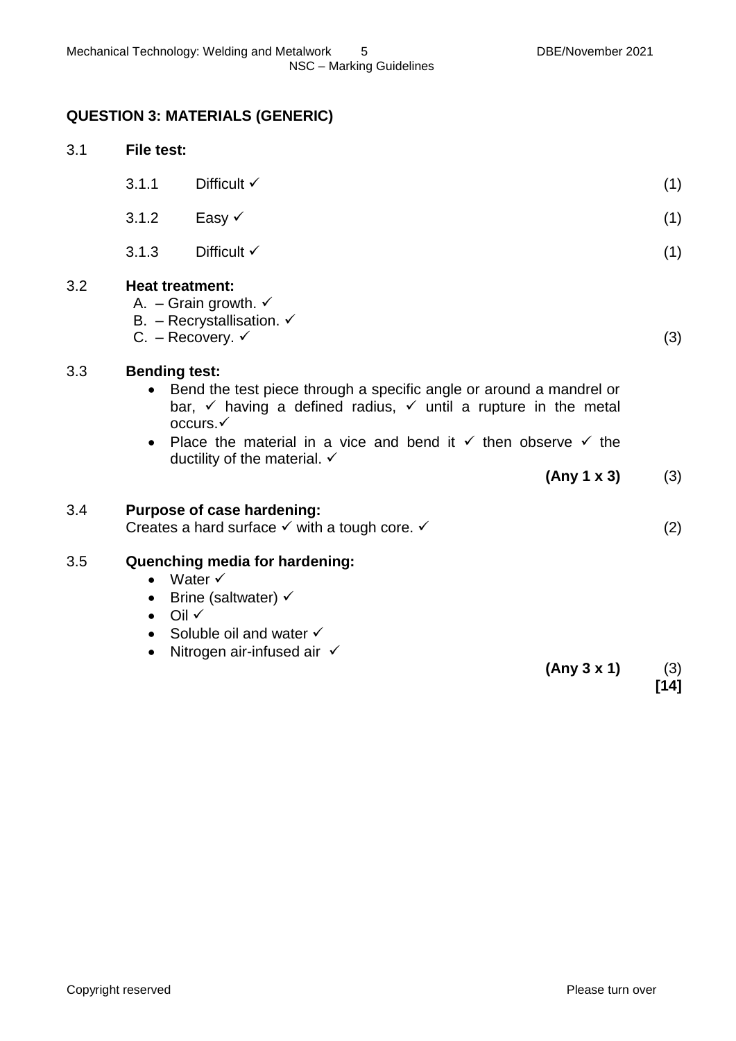## QUESTION 3: MATERIALS (GENERIC)

**3.1 File test:**

3.1.1 Difficult ✓ (1)

3.1.2 Easy ✓ (1)

3.1.3 Difficult ✓ (1)

**3.2 Heat treatment:**

A. – Grain growth. ✓
B. – Recrystallisation. ✓
C. – Recovery. ✓ (3)

**3.3 Bending test:**

- Bend the test piece through a specific angle or around a mandrel or bar, ✓ having a defined radius, ✓ until a rupture in the metal occurs.✓
- Place the material in a vice and bend it ✓ then observe ✓ the ductility of the material. ✓

**(Any 1 x 3)** (3)

**3.4 Purpose of case hardening:**

Creates a hard surface ✓ with a tough core. ✓ (2)

**3.5 Quenching media for hardening:**

- Water ✓
- Brine (saltwater) ✓
- Oil ✓
- Soluble oil and water ✓
- Nitrogen air-infused air ✓

**(Any 3 x 1)** (3)

**[14]**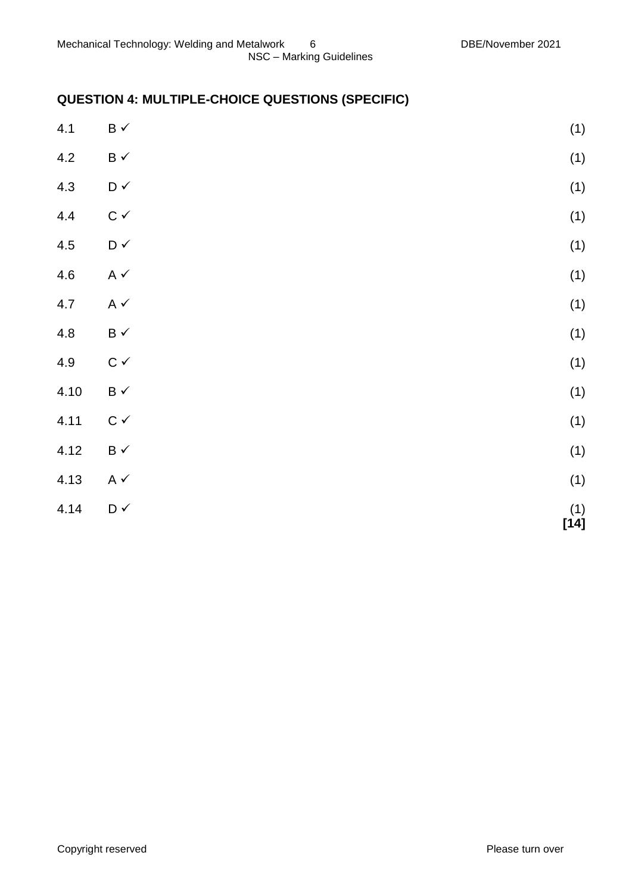## QUESTION 4: MULTIPLE-CHOICE QUESTIONS (SPECIFIC)

| | | |
|---|---|---|
| 4.1 | B ✓ | (1) |
| 4.2 | B ✓ | (1) |
| 4.3 | D ✓ | (1) |
| 4.4 | C ✓ | (1) |
| 4.5 | D ✓ | (1) |
| 4.6 | A ✓ | (1) |
| 4.7 | A ✓ | (1) |
| 4.8 | B ✓ | (1) |
| 4.9 | C ✓ | (1) |
| 4.10 | B ✓ | (1) |
| 4.11 | C ✓ | (1) |
| 4.12 | B ✓ | (1) |
| 4.13 | A ✓ | (1) |
| 4.14 | D ✓ | (1) **[14]** |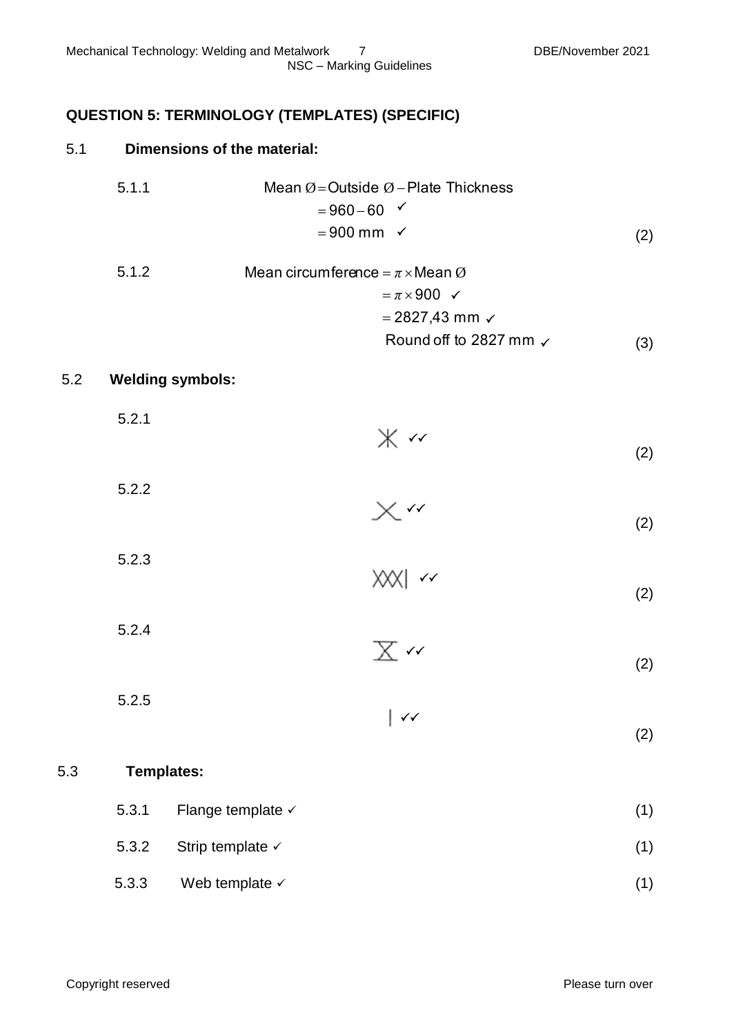## QUESTION 5: TERMINOLOGY (TEMPLATES) (SPECIFIC)

### 5.1 Dimensions of the material:

5.1.1

$$\text{Mean Ø} = \text{Outside Ø} - \text{Plate Thickness}$$
$$= 960 - 60 \checkmark$$
$$= 900 \text{ mm} \checkmark$$

(2)

5.1.2

$$\text{Mean circumference} = \pi \times \text{Mean Ø}$$
$$= \pi \times 900 \checkmark$$
$$= 2827{,}43 \text{ mm} \checkmark$$
$$\text{Round off to } 2827 \text{ mm} \checkmark$$

(3)

### 5.2 Welding symbols:

5.2.1 ✓✓ (2)

5.2.2 ✓✓ (2)

5.2.3 ✓✓ (2)

5.2.4 ✓✓ (2)

5.2.5 | ✓✓ (2)

### 5.3 Templates:

5.3.1 Flange template ✓ (1)

5.3.2 Strip template ✓ (1)

5.3.3 Web template ✓ (1)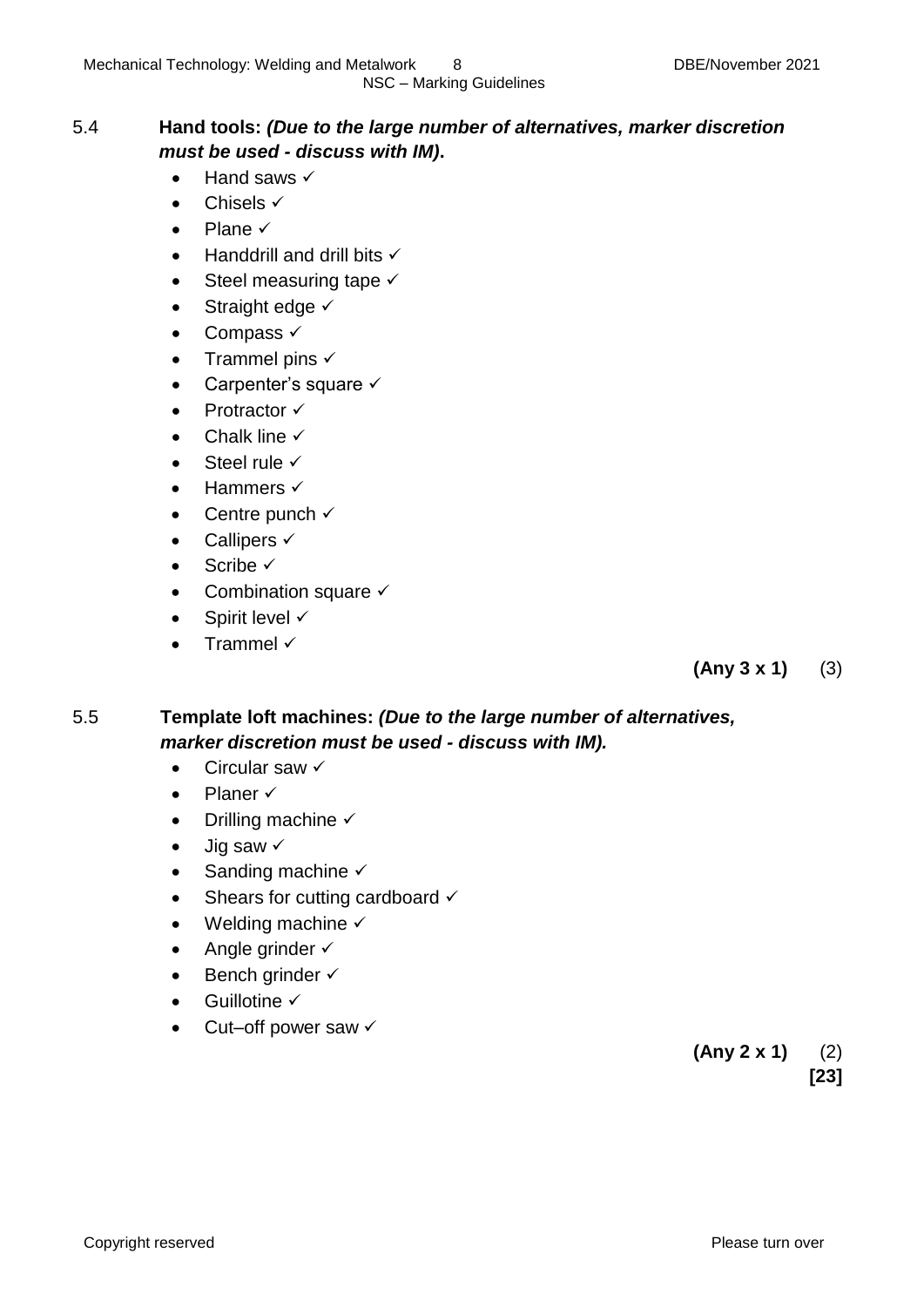5.4 **Hand tools:** ***(Due to the large number of alternatives, marker discretion must be used - discuss with IM)*****.**

- Hand saws ✓
- Chisels ✓
- Plane ✓
- Handdrill and drill bits ✓
- Steel measuring tape ✓
- Straight edge ✓
- Compass ✓
- Trammel pins ✓
- Carpenter's square ✓
- Protractor ✓
- Chalk line ✓
- Steel rule ✓
- Hammers ✓
- Centre punch ✓
- Callipers ✓
- Scribe ✓
- Combination square ✓
- Spirit level ✓
- Trammel ✓

**(Any 3 x 1)** (3)

5.5 **Template loft machines:** ***(Due to the large number of alternatives, marker discretion must be used - discuss with IM).***

- Circular saw ✓
- Planer ✓
- Drilling machine ✓
- Jig saw ✓
- Sanding machine ✓
- Shears for cutting cardboard ✓
- Welding machine ✓
- Angle grinder ✓
- Bench grinder ✓
- Guillotine ✓
- Cut–off power saw ✓

**(Any 2 x 1)** (2)

**[23]**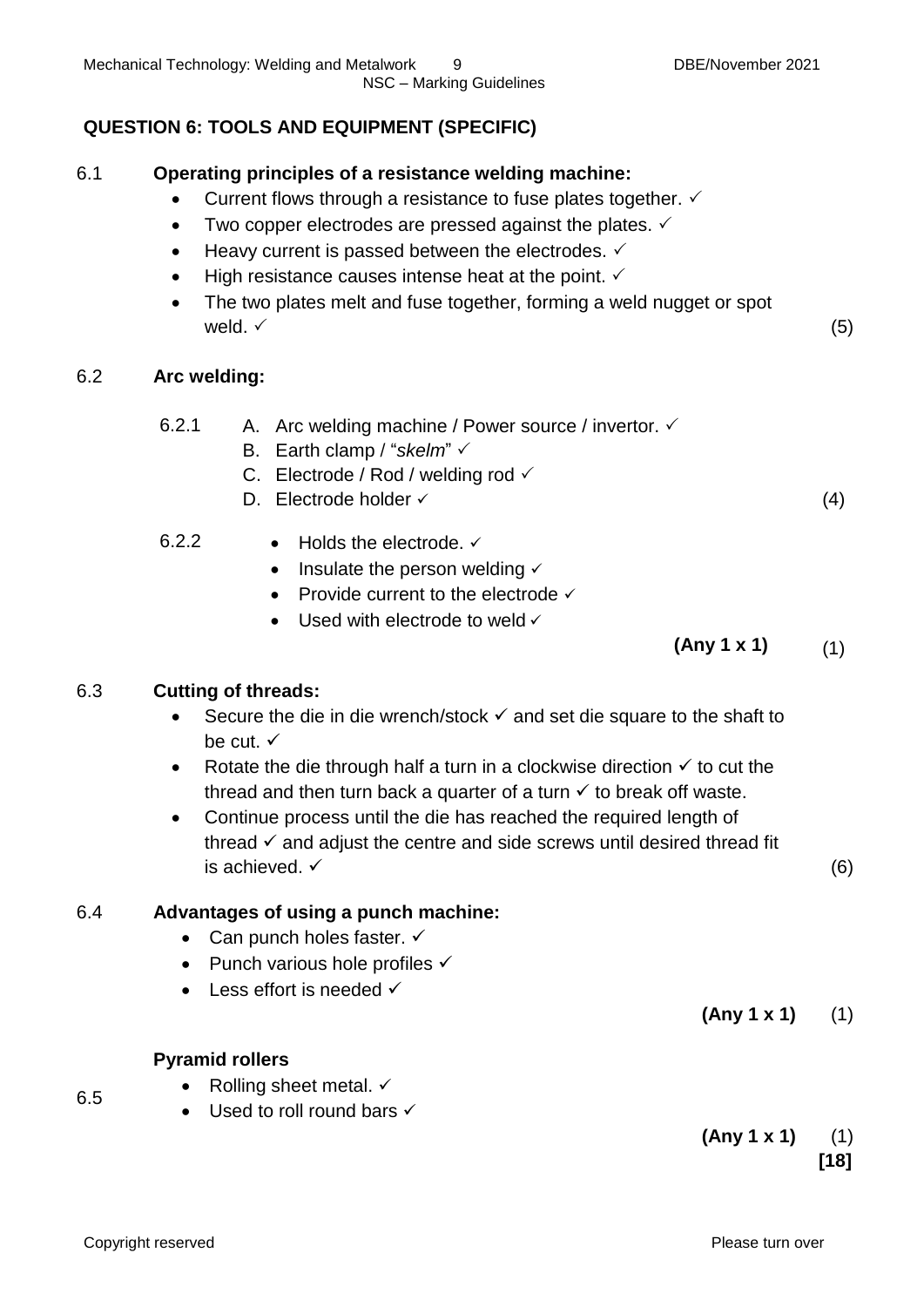## QUESTION 6: TOOLS AND EQUIPMENT (SPECIFIC)

**6.1 Operating principles of a resistance welding machine:**

- Current flows through a resistance to fuse plates together. ✓
- Two copper electrodes are pressed against the plates. ✓
- Heavy current is passed between the electrodes. ✓
- High resistance causes intense heat at the point. ✓
- The two plates melt and fuse together, forming a weld nugget or spot weld. ✓ (5)

**6.2 Arc welding:**

6.2.1
- A. Arc welding machine / Power source / invertor. ✓
- B. Earth clamp / "*skelm*" ✓
- C. Electrode / Rod / welding rod ✓
- D. Electrode holder ✓ (4)

6.2.2
- Holds the electrode. ✓
- Insulate the person welding ✓
- Provide current to the electrode ✓
- Used with electrode to weld ✓

**(Any 1 x 1)** (1)

**6.3 Cutting of threads:**

- Secure the die in die wrench/stock ✓ and set die square to the shaft to be cut. ✓
- Rotate the die through half a turn in a clockwise direction ✓ to cut the thread and then turn back a quarter of a turn ✓ to break off waste.
- Continue process until the die has reached the required length of thread ✓ and adjust the centre and side screws until desired thread fit is achieved. ✓ (6)

**6.4 Advantages of using a punch machine:**

- Can punch holes faster. ✓
- Punch various hole profiles ✓
- Less effort is needed ✓

**(Any 1 x 1)** (1)

**6.5 Pyramid rollers**

- Rolling sheet metal. ✓
- Used to roll round bars ✓

**(Any 1 x 1)** (1)

**[18]**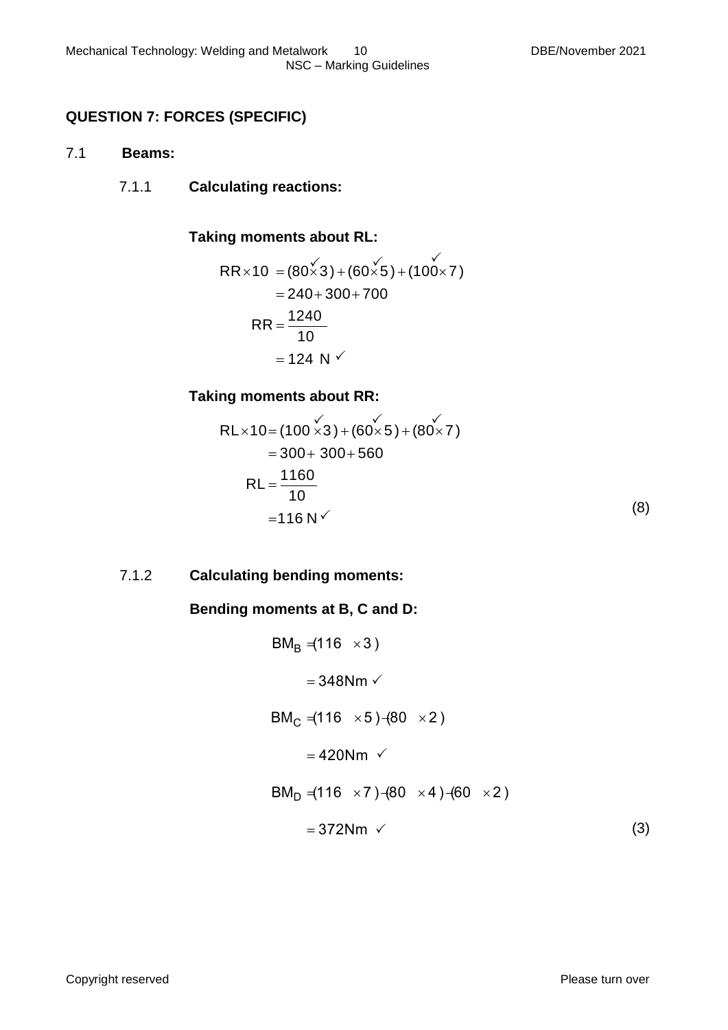## QUESTION 7: FORCES (SPECIFIC)

7.1 **Beams:**

7.1.1 **Calculating reactions:**

**Taking moments about RL:**

$$RR \times 10 = (80 \times 3) + (60 \times 5) + (100 \times 7)$$
$$= 240 + 300 + 700$$
$$RR = \frac{1240}{10}$$
$$= 124 \text{ N} ✓$$

(✓ marks over 80×3, 60×5 and 100×7)

**Taking moments about RR:**

$$RL \times 10 = (100 \times 3) + (60 \times 5) + (80 \times 7)$$
$$= 300 + 300 + 560$$
$$RL = \frac{1160}{10}$$
$$= 116 \text{ N} ✓$$

(✓ marks over 100×3, 60×5 and 80×7)

(8)

7.1.2 **Calculating bending moments:**

**Bending moments at B, C and D:**

$$BM_B = (116 \times 3)$$
$$= 348 \text{Nm} ✓$$

$$BM_C = (116 \times 5) - (80 \times 2)$$
$$= 420 \text{Nm} ✓$$

$$BM_D = (116 \times 7) - (80 \times 4) - (60 \times 2)$$
$$= 372 \text{Nm} ✓$$

(3)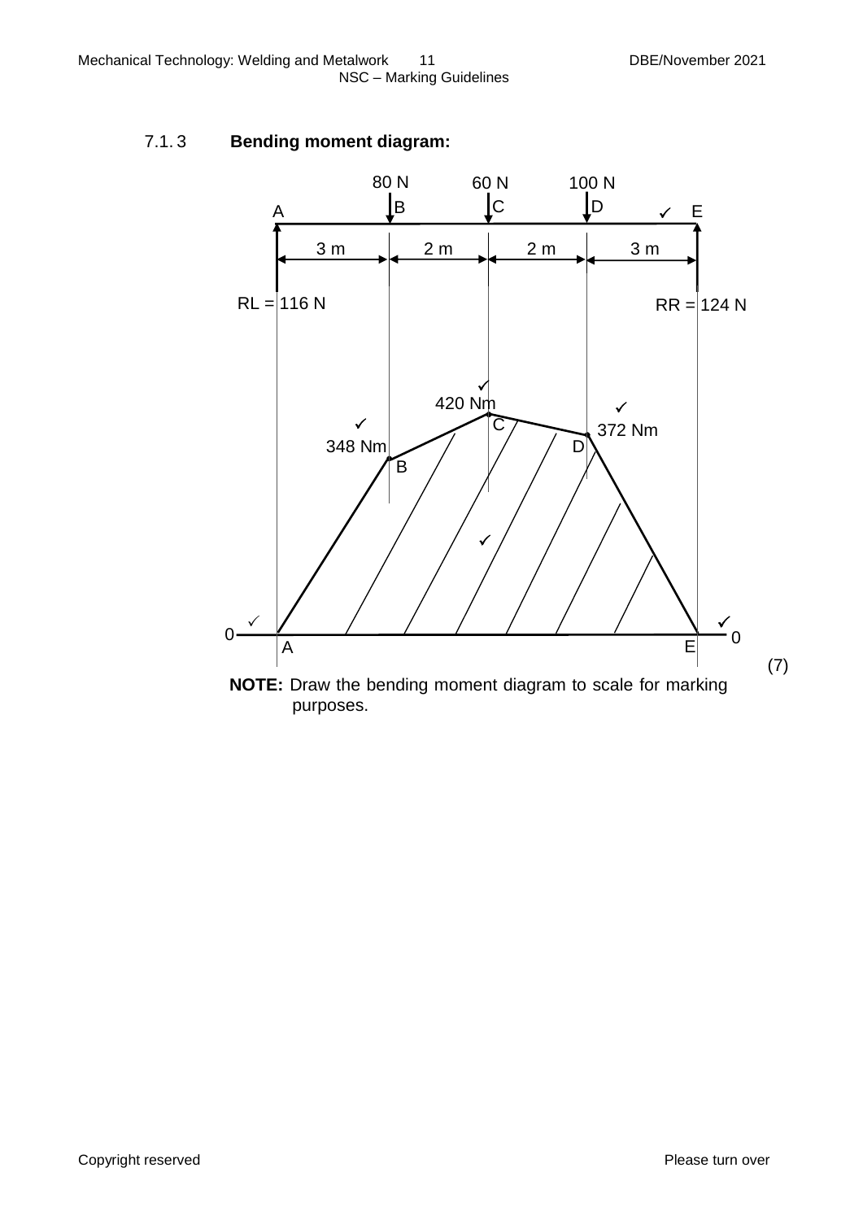7.1.3 **Bending moment diagram:**

80 N B, 60 N C, 100 N D ✓ E

A

3 m | 2 m | 2 m | 3 m

RL = 116 N    RR = 124 N

✓ 420 Nm C

✓ 348 Nm B

✓ 372 Nm D

✓

0 ✓ A    E ✓ 0

(7)

**NOTE:** Draw the bending moment diagram to scale for marking purposes.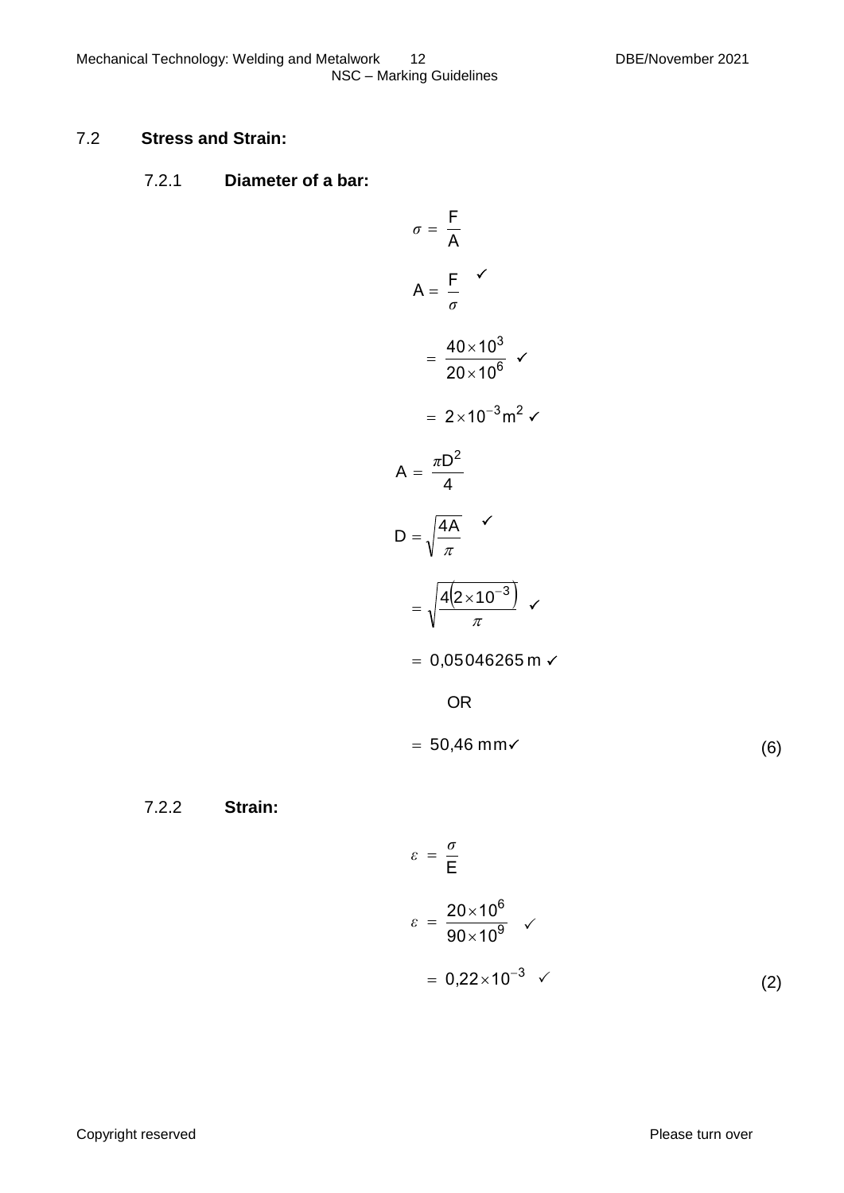## 7.2 **Stress and Strain:**

### 7.2.1 **Diameter of a bar:**

$$\sigma = \frac{F}{A}$$

$$A = \frac{F}{\sigma} \checkmark$$

$$= \frac{40 \times 10^3}{20 \times 10^6} \checkmark$$

$$= 2 \times 10^{-3} m^2 \checkmark$$

$$A = \frac{\pi D^2}{4}$$

$$D = \sqrt{\frac{4A}{\pi}} \checkmark$$

$$= \sqrt{\frac{4(2 \times 10^{-3})}{\pi}} \checkmark$$

$$= 0{,}05046265 \text{ m} \checkmark$$

OR

$$= 50{,}46 \text{ mm} \checkmark$$

(6)

### 7.2.2 **Strain:**

$$\varepsilon = \frac{\sigma}{E}$$

$$\varepsilon = \frac{20 \times 10^6}{90 \times 10^9} \checkmark$$

$$= 0{,}22 \times 10^{-3} \checkmark$$

(2)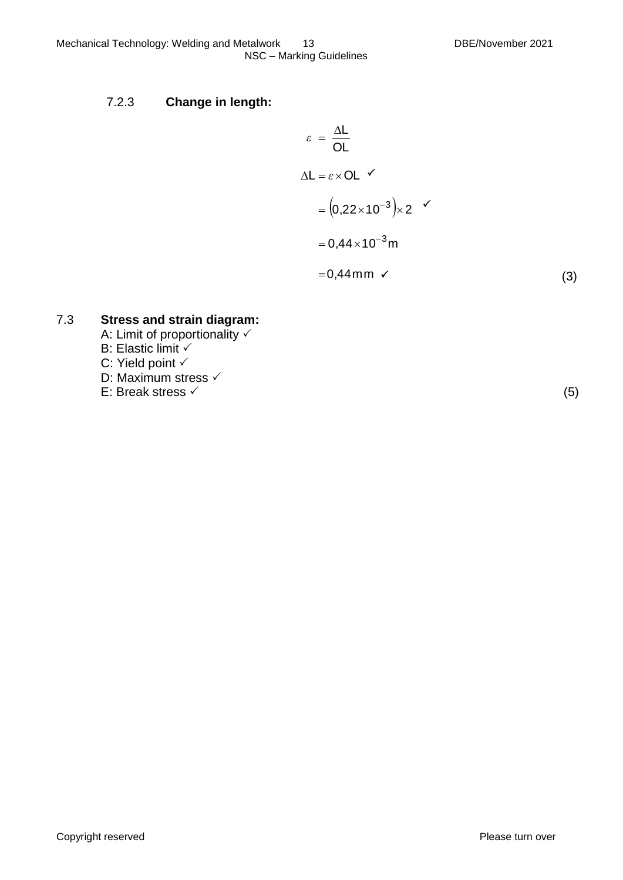### 7.2.3 **Change in length:**

$$\varepsilon = \frac{\Delta L}{OL}$$

$$\Delta L = \varepsilon \times OL \checkmark$$

$$= \left(0{,}22 \times 10^{-3}\right) \times 2 \checkmark$$

$$= 0{,}44 \times 10^{-3} \text{m}$$

$$= 0{,}44 \text{mm} \checkmark$$

(3)

## 7.3 **Stress and strain diagram:**

A: Limit of proportionality ✓
B: Elastic limit ✓
C: Yield point ✓
D: Maximum stress ✓
E: Break stress ✓

(5)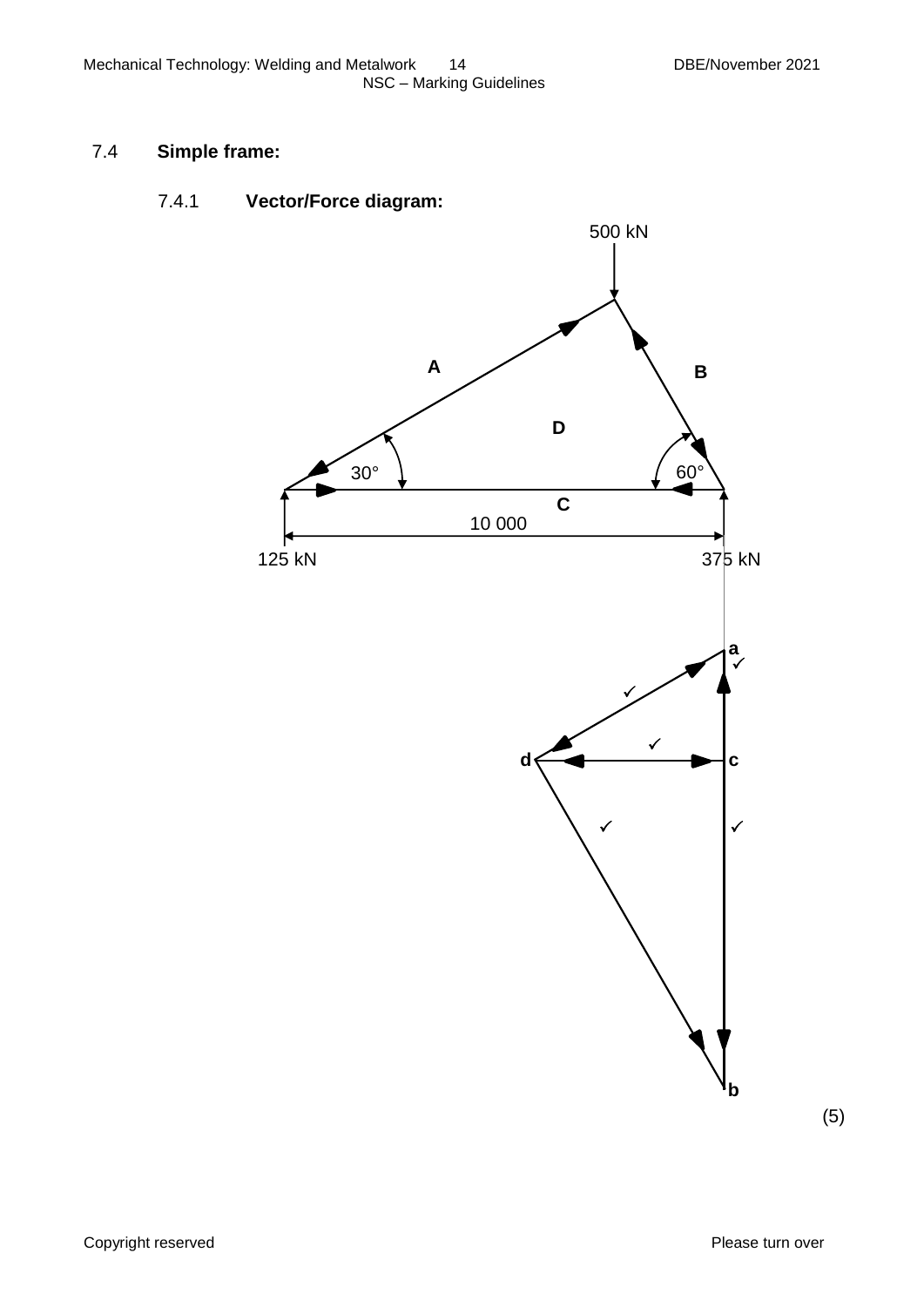### 7.4 **Simple frame:**

#### 7.4.1 **Vector/Force diagram:**

500 kN

A

B

D

30°

60°

C

10 000

125 kN

375 kN

a ✓

✓

d ✓ c

✓ ✓

b

(5)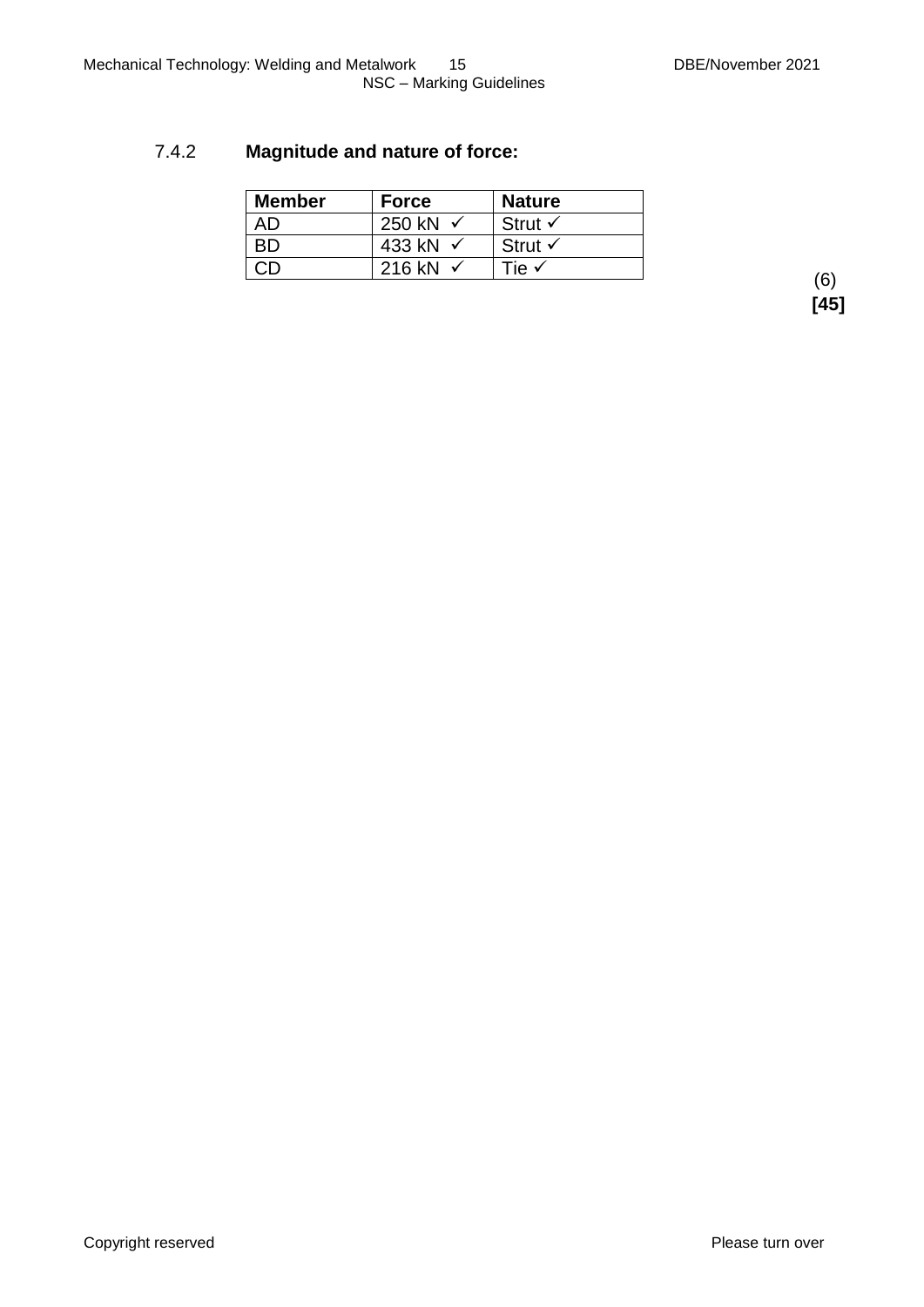7.4.2 **Magnitude and nature of force:**

| **Member** | **Force** | **Nature** |
|---|---|---|
| AD | 250 kN ✓ | Strut ✓ |
| BD | 433 kN ✓ | Strut ✓ |
| CD | 216 kN ✓ | Tie ✓ |

(6)
**[45]**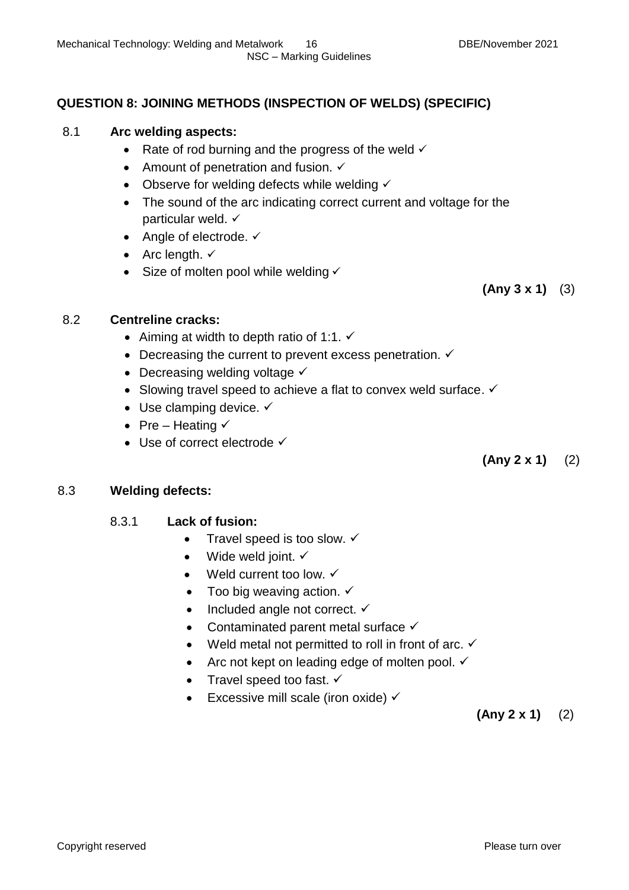## QUESTION 8: JOINING METHODS (INSPECTION OF WELDS) (SPECIFIC)

8.1 **Arc welding aspects:**

- Rate of rod burning and the progress of the weld ✓
- Amount of penetration and fusion. ✓
- Observe for welding defects while welding ✓
- The sound of the arc indicating correct current and voltage for the particular weld. ✓
- Angle of electrode. ✓
- Arc length. ✓
- Size of molten pool while welding ✓

**(Any 3 x 1)** (3)

8.2 **Centreline cracks:**

- Aiming at width to depth ratio of 1:1. ✓
- Decreasing the current to prevent excess penetration. ✓
- Decreasing welding voltage ✓
- Slowing travel speed to achieve a flat to convex weld surface. ✓
- Use clamping device. ✓
- Pre – Heating ✓
- Use of correct electrode ✓

**(Any 2 x 1)** (2)

8.3 **Welding defects:**

8.3.1 **Lack of fusion:**

- Travel speed is too slow. ✓
- Wide weld joint. ✓
- Weld current too low. ✓
- Too big weaving action. ✓
- Included angle not correct. ✓
- Contaminated parent metal surface ✓
- Weld metal not permitted to roll in front of arc. ✓
- Arc not kept on leading edge of molten pool. ✓
- Travel speed too fast. ✓
- Excessive mill scale (iron oxide) ✓

**(Any 2 x 1)** (2)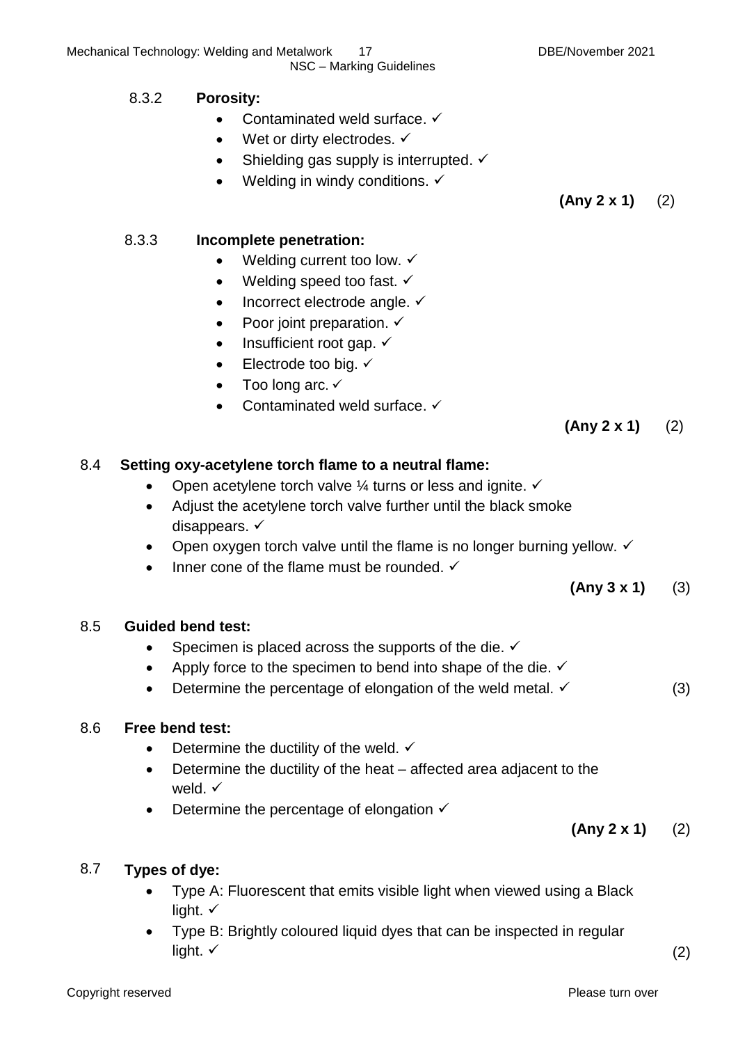8.3.2 **Porosity:**

- Contaminated weld surface. ✓
- Wet or dirty electrodes. ✓
- Shielding gas supply is interrupted. ✓
- Welding in windy conditions. ✓

**(Any 2 x 1)** (2)

8.3.3 **Incomplete penetration:**

- Welding current too low. ✓
- Welding speed too fast. ✓
- Incorrect electrode angle. ✓
- Poor joint preparation. ✓
- Insufficient root gap. ✓
- Electrode too big. ✓
- Too long arc. ✓
- Contaminated weld surface. ✓

**(Any 2 x 1)** (2)

8.4 **Setting oxy-acetylene torch flame to a neutral flame:**

- Open acetylene torch valve ¼ turns or less and ignite. ✓
- Adjust the acetylene torch valve further until the black smoke disappears. ✓
- Open oxygen torch valve until the flame is no longer burning yellow. ✓
- Inner cone of the flame must be rounded. ✓

**(Any 3 x 1)** (3)

8.5 **Guided bend test:**

- Specimen is placed across the supports of the die. ✓
- Apply force to the specimen to bend into shape of the die. ✓
- Determine the percentage of elongation of the weld metal. ✓ (3)

8.6 **Free bend test:**

- Determine the ductility of the weld. ✓
- Determine the ductility of the heat – affected area adjacent to the weld. ✓
- Determine the percentage of elongation ✓

**(Any 2 x 1)** (2)

8.7 **Types of dye:**

- Type A: Fluorescent that emits visible light when viewed using a Black light. ✓
- Type B: Brightly coloured liquid dyes that can be inspected in regular light. ✓ (2)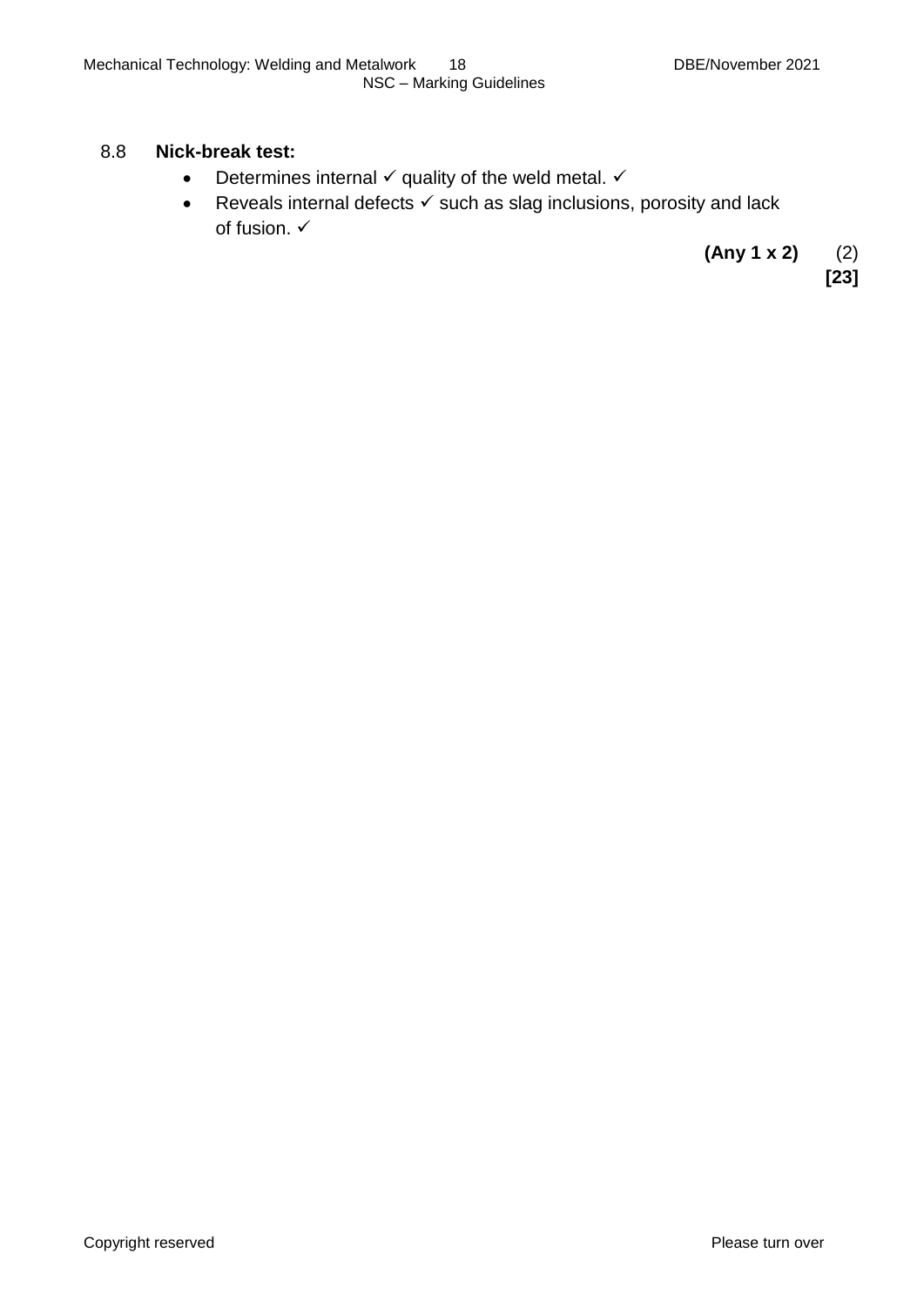8.8 **Nick-break test:**

- Determines internal ✓ quality of the weld metal. ✓
- Reveals internal defects ✓ such as slag inclusions, porosity and lack of fusion. ✓

**(Any 1 x 2)** (2)
**[23]**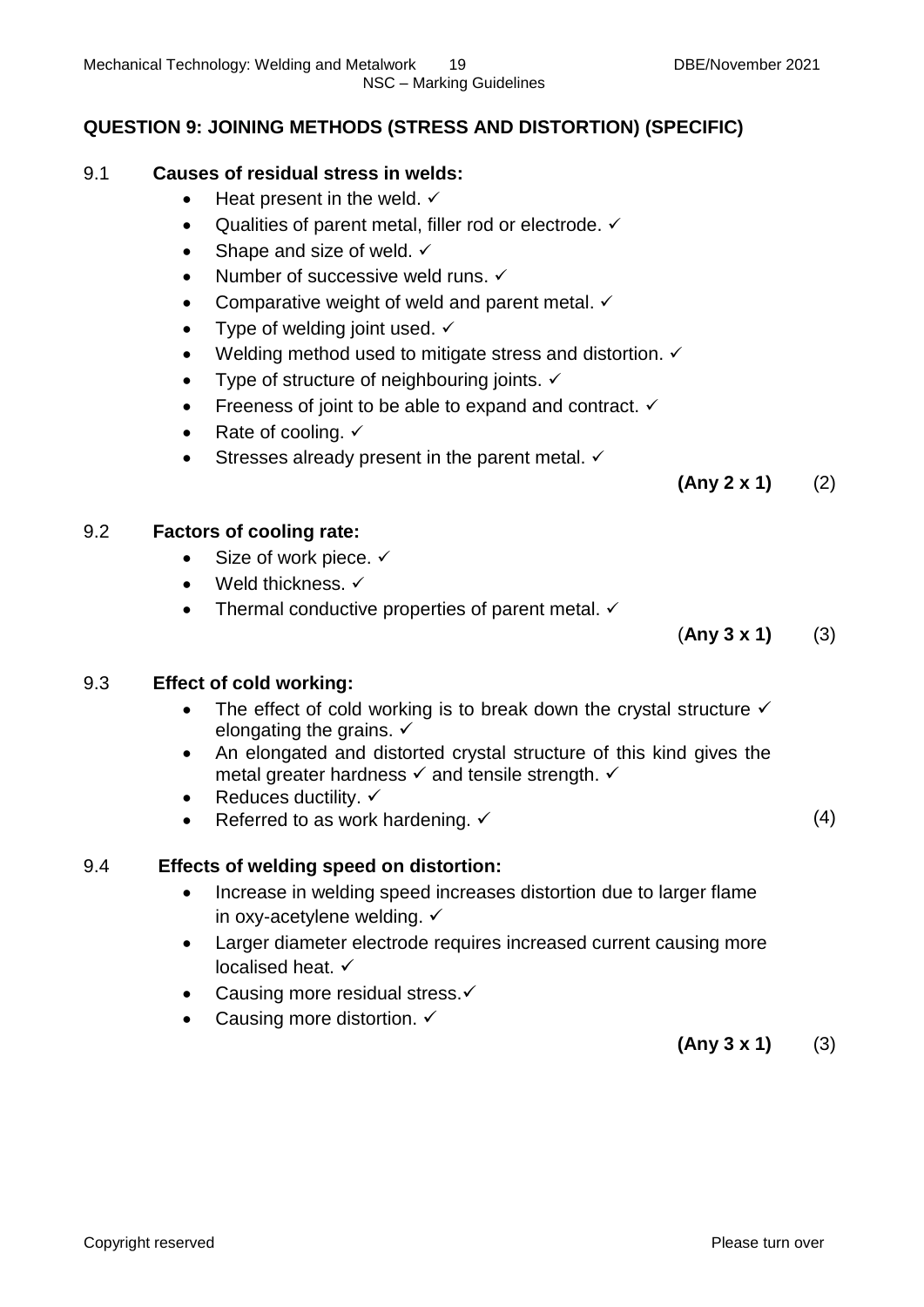## QUESTION 9: JOINING METHODS (STRESS AND DISTORTION) (SPECIFIC)

9.1 **Causes of residual stress in welds:**

- Heat present in the weld. ✓
- Qualities of parent metal, filler rod or electrode. ✓
- Shape and size of weld. ✓
- Number of successive weld runs. ✓
- Comparative weight of weld and parent metal. ✓
- Type of welding joint used. ✓
- Welding method used to mitigate stress and distortion. ✓
- Type of structure of neighbouring joints. ✓
- Freeness of joint to be able to expand and contract. ✓
- Rate of cooling. ✓
- Stresses already present in the parent metal. ✓

**(Any 2 x 1)** (2)

9.2 **Factors of cooling rate:**

- Size of work piece. ✓
- Weld thickness. ✓
- Thermal conductive properties of parent metal. ✓

(**Any 3 x 1)** (3)

9.3 **Effect of cold working:**

- The effect of cold working is to break down the crystal structure ✓ elongating the grains. ✓
- An elongated and distorted crystal structure of this kind gives the metal greater hardness ✓ and tensile strength. ✓
- Reduces ductility. ✓
- Referred to as work hardening. ✓

(4)

9.4 **Effects of welding speed on distortion:**

- Increase in welding speed increases distortion due to larger flame in oxy-acetylene welding. ✓
- Larger diameter electrode requires increased current causing more localised heat. ✓
- Causing more residual stress.✓
- Causing more distortion. ✓

**(Any 3 x 1)** (3)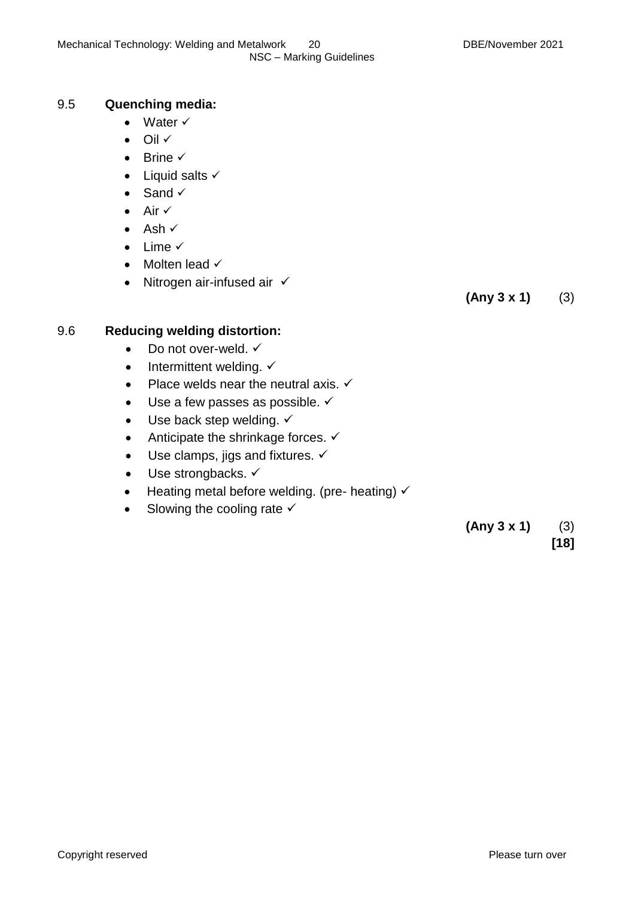## 9.5 Quenching media:

- Water ✓
- Oil ✓
- Brine ✓
- Liquid salts ✓
- Sand ✓
- Air ✓
- Ash ✓
- Lime ✓
- Molten lead ✓
- Nitrogen air-infused air ✓

**(Any 3 x 1)** (3)

## 9.6 Reducing welding distortion:

- Do not over-weld. ✓
- Intermittent welding. ✓
- Place welds near the neutral axis. ✓
- Use a few passes as possible. ✓
- Use back step welding. ✓
- Anticipate the shrinkage forces. ✓
- Use clamps, jigs and fixtures. ✓
- Use strongbacks. ✓
- Heating metal before welding. (pre- heating) ✓
- Slowing the cooling rate ✓

**(Any 3 x 1)** (3)

**[18]**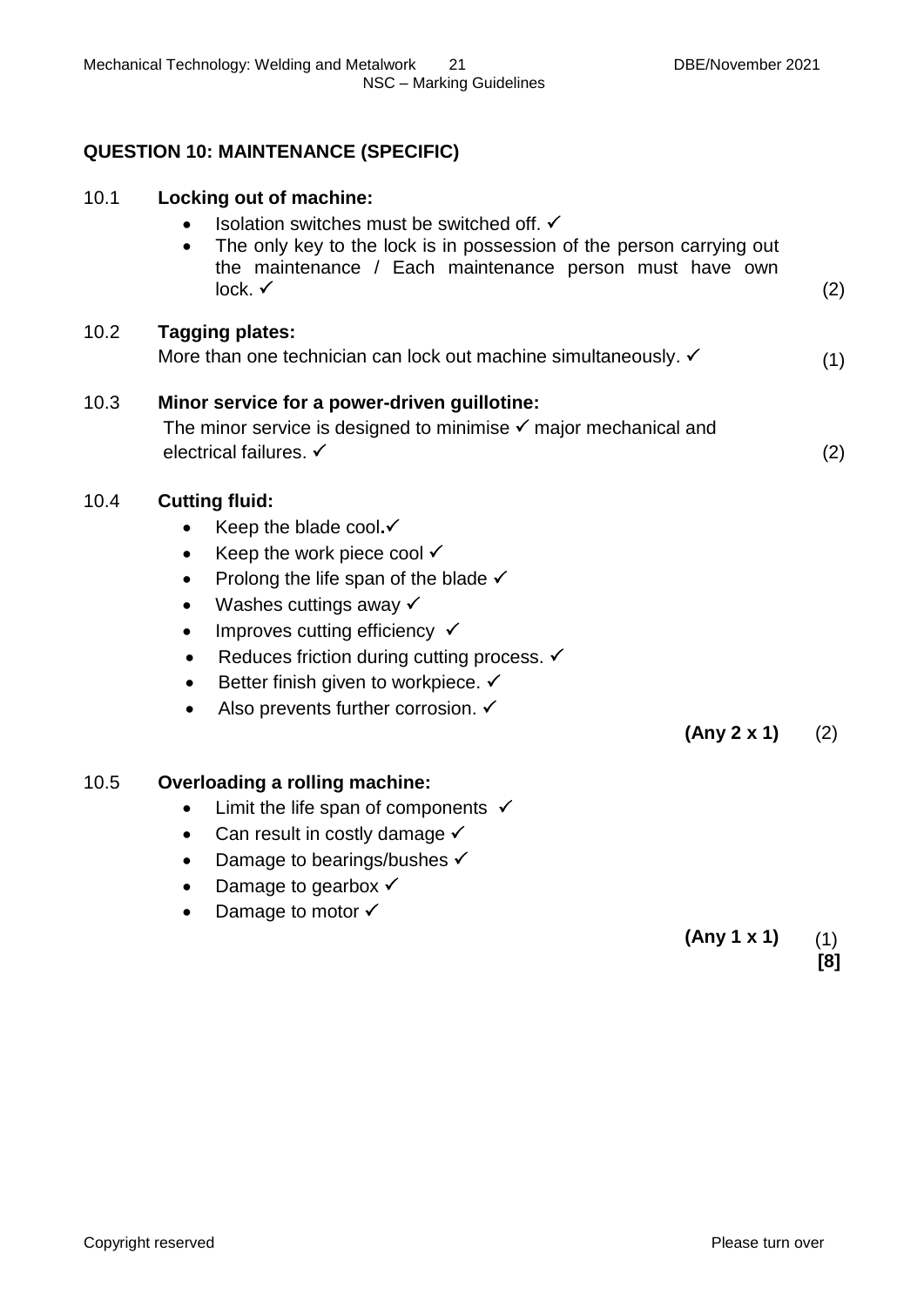## QUESTION 10: MAINTENANCE (SPECIFIC)

**10.1 Locking out of machine:**

- Isolation switches must be switched off. ✓
- The only key to the lock is in possession of the person carrying out the maintenance / Each maintenance person must have own lock. ✓

(2)

**10.2 Tagging plates:**

More than one technician can lock out machine simultaneously. ✓ (1)

**10.3 Minor service for a power-driven guillotine:**

The minor service is designed to minimise ✓ major mechanical and electrical failures. ✓ (2)

**10.4 Cutting fluid:**

- Keep the blade cool.✓
- Keep the work piece cool ✓
- Prolong the life span of the blade ✓
- Washes cuttings away ✓
- Improves cutting efficiency ✓
- Reduces friction during cutting process. ✓
- Better finish given to workpiece. ✓
- Also prevents further corrosion. ✓

**(Any 2 x 1)** (2)

**10.5 Overloading a rolling machine:**

- Limit the life span of components ✓
- Can result in costly damage ✓
- Damage to bearings/bushes ✓
- Damage to gearbox ✓
- Damage to motor ✓

**(Any 1 x 1)** (1)

**[8]**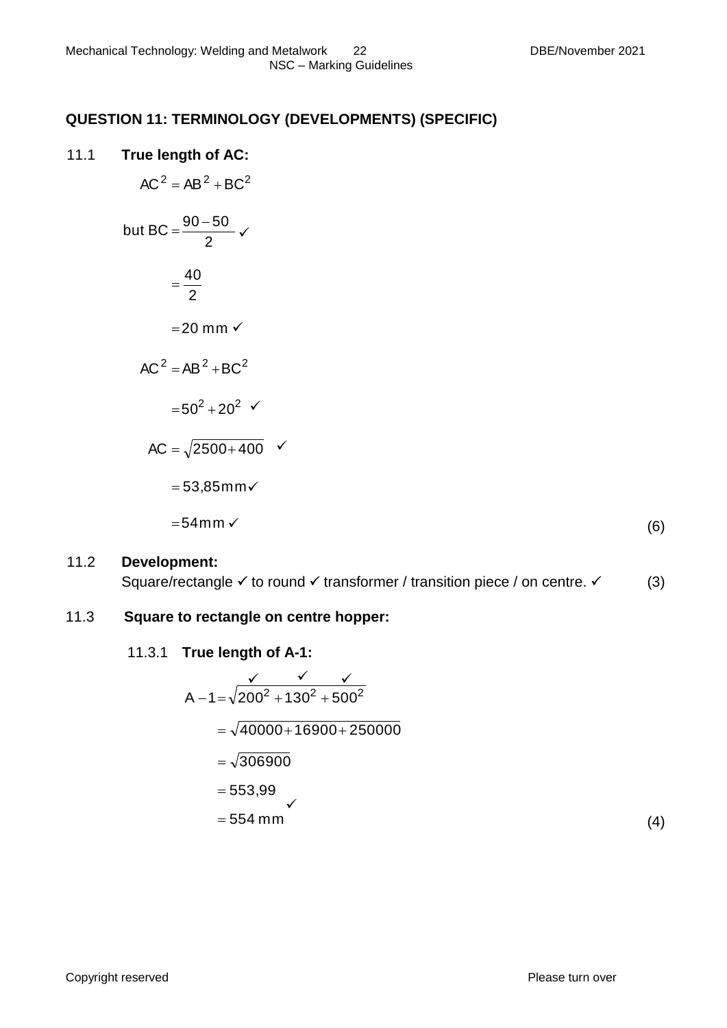## QUESTION 11: TERMINOLOGY (DEVELOPMENTS) (SPECIFIC)

11.1 **True length of AC:**

$$AC^2 = AB^2 + BC^2$$

$$\text{but } BC = \frac{90-50}{2} \checkmark$$

$$= \frac{40}{2}$$

$$= 20 \text{ mm} \checkmark$$

$$AC^2 = AB^2 + BC^2$$

$$= 50^2 + 20^2 \checkmark$$

$$AC = \sqrt{2500+400} \checkmark$$

$$= 53{,}85 \text{mm} \checkmark$$

$$= 54 \text{mm} \checkmark$$

(6)

11.2 **Development:**

Square/rectangle ✓ to round ✓ transformer / transition piece / on centre. ✓ (3)

11.3 **Square to rectangle on centre hopper:**

11.3.1 **True length of A-1:**

$$A-1 = \sqrt{\overset{\checkmark}{200^2} + \overset{\checkmark}{130^2} + \overset{\checkmark}{500^2}}$$

$$= \sqrt{40000+16900+250000}$$

$$= \sqrt{306900}$$

$$= 553{,}99$$

$$= 554 \text{ mm} \checkmark$$

(4)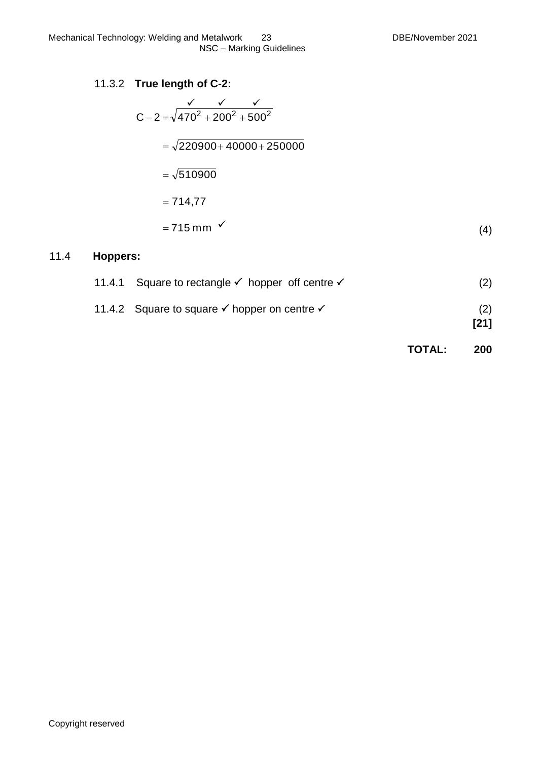### 11.3.2 **True length of C-2:**

$$C-2=\sqrt{\overset{\checkmark}{470^2}+\overset{\checkmark}{200^2}+\overset{\checkmark}{500^2}}$$

$$=\sqrt{220900+40000+250000}$$

$$=\sqrt{510900}$$

$$=714{,}77$$

$$=715\text{ mm}\ \checkmark$$

(4)

## 11.4 **Hoppers:**

11.4.1 Square to rectangle ✓ hopper off centre ✓ (2)

11.4.2 Square to square ✓ hopper on centre ✓ (2)

**[21]**

**TOTAL: 200**